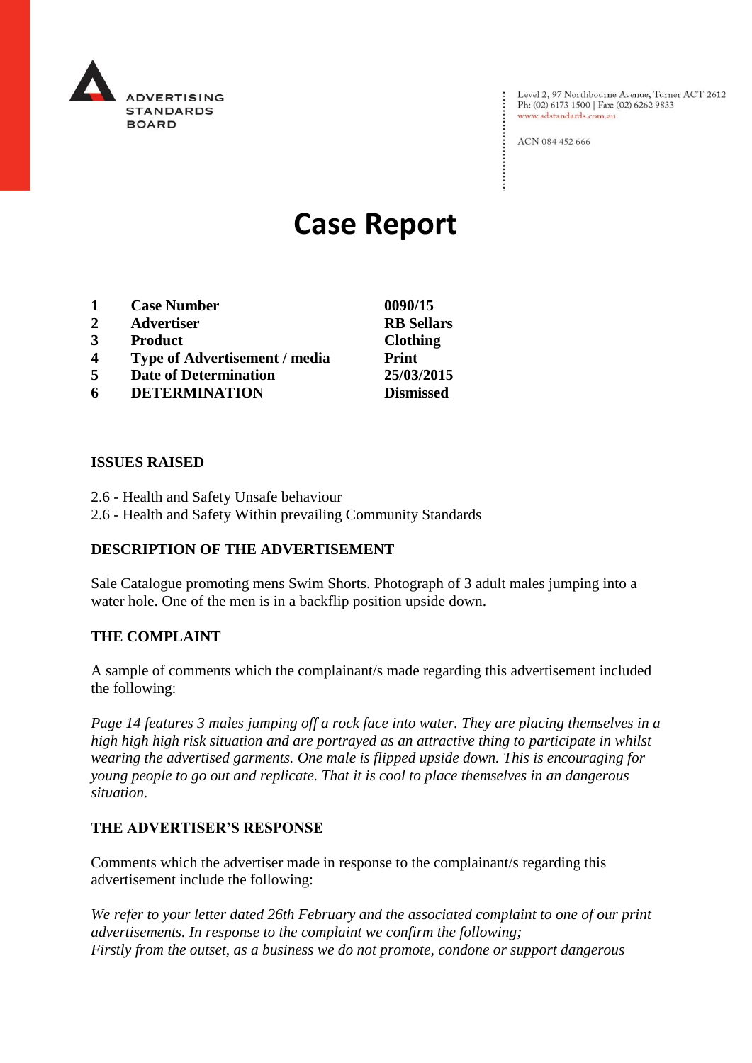ADVERTISING STANDARDS BOARD

Level 2, 97 Northbourne Avenue, Turner ACT 2612
Ph: (02) 6173 1500 | Fax: (02) 6262 9833
www.adstandards.com.au

ACN 084 452 666

# Case Report

| | | |
|---|---|---|
| **1** | **Case Number** | **0090/15** |
| **2** | **Advertiser** | **RB Sellars** |
| **3** | **Product** | **Clothing** |
| **4** | **Type of Advertisement / media** | **Print** |
| **5** | **Date of Determination** | **25/03/2015** |
| **6** | **DETERMINATION** | **Dismissed** |

**ISSUES RAISED**

2.6 - Health and Safety Unsafe behaviour
2.6 - Health and Safety Within prevailing Community Standards

**DESCRIPTION OF THE ADVERTISEMENT**

Sale Catalogue promoting mens Swim Shorts. Photograph of 3 adult males jumping into a water hole. One of the men is in a backflip position upside down.

**THE COMPLAINT**

A sample of comments which the complainant/s made regarding this advertisement included the following:

*Page 14 features 3 males jumping off a rock face into water. They are placing themselves in a high high high risk situation and are portrayed as an attractive thing to participate in whilst wearing the advertised garments. One male is flipped upside down. This is encouraging for young people to go out and replicate. That it is cool to place themselves in an dangerous situation.*

**THE ADVERTISER'S RESPONSE**

Comments which the advertiser made in response to the complainant/s regarding this advertisement include the following:

*We refer to your letter dated 26th February and the associated complaint to one of our print advertisements. In response to the complaint we confirm the following;*
*Firstly from the outset, as a business we do not promote, condone or support dangerous*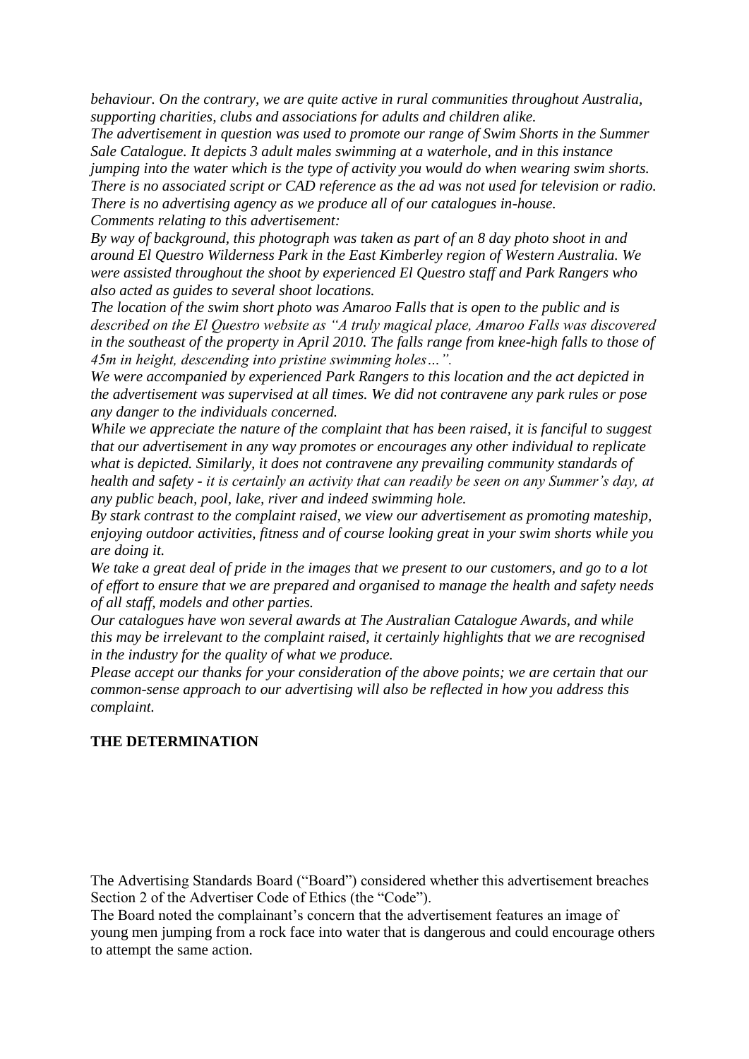*behaviour. On the contrary, we are quite active in rural communities throughout Australia, supporting charities, clubs and associations for adults and children alike.*
*The advertisement in question was used to promote our range of Swim Shorts in the Summer Sale Catalogue. It depicts 3 adult males swimming at a waterhole, and in this instance jumping into the water which is the type of activity you would do when wearing swim shorts. There is no associated script or CAD reference as the ad was not used for television or radio. There is no advertising agency as we produce all of our catalogues in-house.*
*Comments relating to this advertisement:*
*By way of background, this photograph was taken as part of an 8 day photo shoot in and around El Questro Wilderness Park in the East Kimberley region of Western Australia. We were assisted throughout the shoot by experienced El Questro staff and Park Rangers who also acted as guides to several shoot locations.*
*The location of the swim short photo was Amaroo Falls that is open to the public and is described on the El Questro website as "A truly magical place, Amaroo Falls was discovered in the southeast of the property in April 2010. The falls range from knee-high falls to those of 45m in height, descending into pristine swimming holes…".*
*We were accompanied by experienced Park Rangers to this location and the act depicted in the advertisement was supervised at all times. We did not contravene any park rules or pose any danger to the individuals concerned.*
*While we appreciate the nature of the complaint that has been raised, it is fanciful to suggest that our advertisement in any way promotes or encourages any other individual to replicate what is depicted. Similarly, it does not contravene any prevailing community standards of health and safety - it is certainly an activity that can readily be seen on any Summer's day, at any public beach, pool, lake, river and indeed swimming hole.*
*By stark contrast to the complaint raised, we view our advertisement as promoting mateship, enjoying outdoor activities, fitness and of course looking great in your swim shorts while you are doing it.*
*We take a great deal of pride in the images that we present to our customers, and go to a lot of effort to ensure that we are prepared and organised to manage the health and safety needs of all staff, models and other parties.*
*Our catalogues have won several awards at The Australian Catalogue Awards, and while this may be irrelevant to the complaint raised, it certainly highlights that we are recognised in the industry for the quality of what we produce.*
*Please accept our thanks for your consideration of the above points; we are certain that our common-sense approach to our advertising will also be reflected in how you address this complaint.*

**THE DETERMINATION**

The Advertising Standards Board ("Board") considered whether this advertisement breaches Section 2 of the Advertiser Code of Ethics (the "Code").
The Board noted the complainant's concern that the advertisement features an image of young men jumping from a rock face into water that is dangerous and could encourage others to attempt the same action.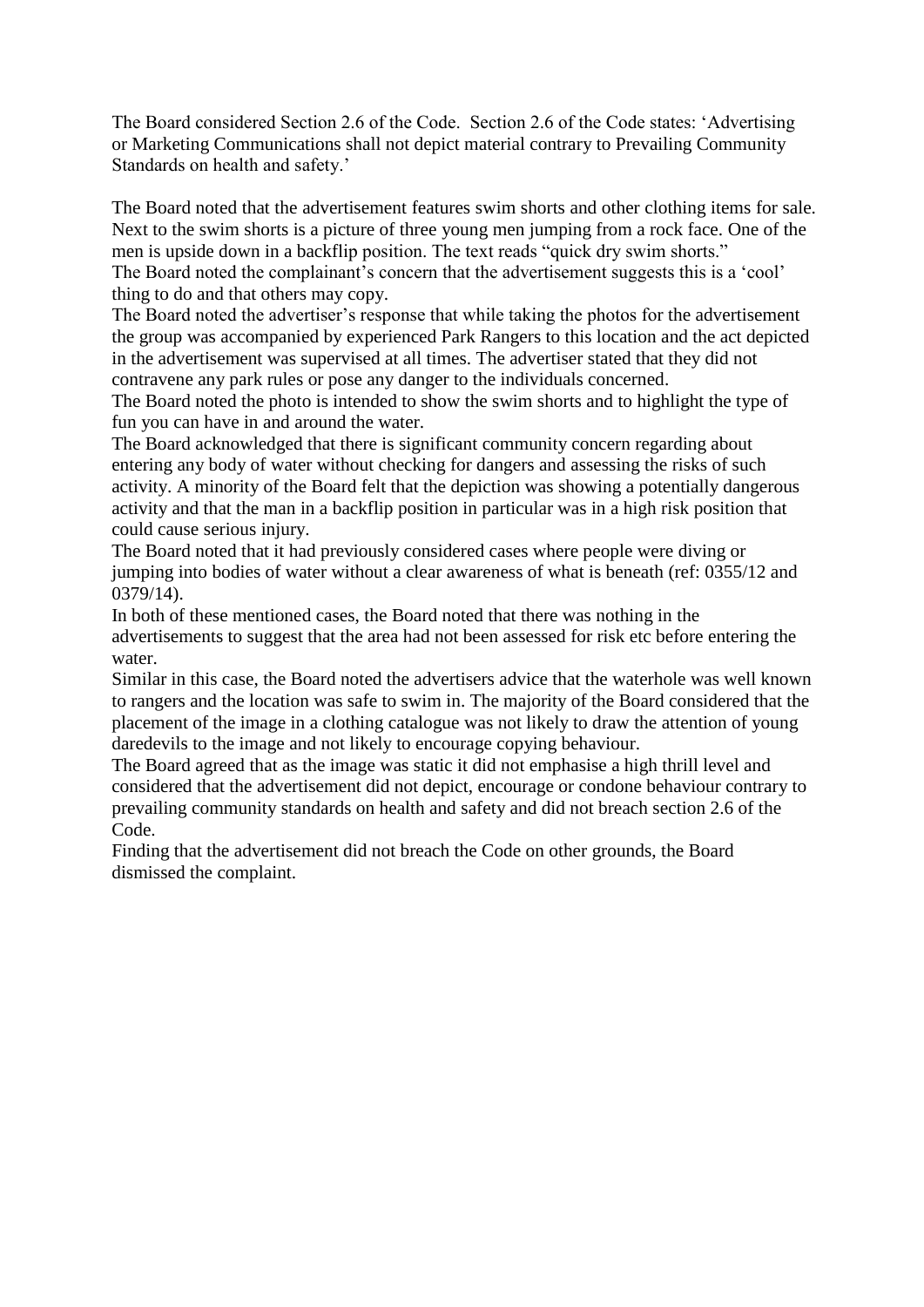The Board considered Section 2.6 of the Code. Section 2.6 of the Code states: 'Advertising or Marketing Communications shall not depict material contrary to Prevailing Community Standards on health and safety.'

The Board noted that the advertisement features swim shorts and other clothing items for sale. Next to the swim shorts is a picture of three young men jumping from a rock face. One of the men is upside down in a backflip position. The text reads "quick dry swim shorts."

The Board noted the complainant's concern that the advertisement suggests this is a 'cool' thing to do and that others may copy.

The Board noted the advertiser's response that while taking the photos for the advertisement the group was accompanied by experienced Park Rangers to this location and the act depicted in the advertisement was supervised at all times. The advertiser stated that they did not contravene any park rules or pose any danger to the individuals concerned.

The Board noted the photo is intended to show the swim shorts and to highlight the type of fun you can have in and around the water.

The Board acknowledged that there is significant community concern regarding about entering any body of water without checking for dangers and assessing the risks of such activity. A minority of the Board felt that the depiction was showing a potentially dangerous activity and that the man in a backflip position in particular was in a high risk position that could cause serious injury.

The Board noted that it had previously considered cases where people were diving or jumping into bodies of water without a clear awareness of what is beneath (ref: 0355/12 and 0379/14).

In both of these mentioned cases, the Board noted that there was nothing in the advertisements to suggest that the area had not been assessed for risk etc before entering the water.

Similar in this case, the Board noted the advertisers advice that the waterhole was well known to rangers and the location was safe to swim in. The majority of the Board considered that the placement of the image in a clothing catalogue was not likely to draw the attention of young daredevils to the image and not likely to encourage copying behaviour.

The Board agreed that as the image was static it did not emphasise a high thrill level and considered that the advertisement did not depict, encourage or condone behaviour contrary to prevailing community standards on health and safety and did not breach section 2.6 of the Code.

Finding that the advertisement did not breach the Code on other grounds, the Board dismissed the complaint.